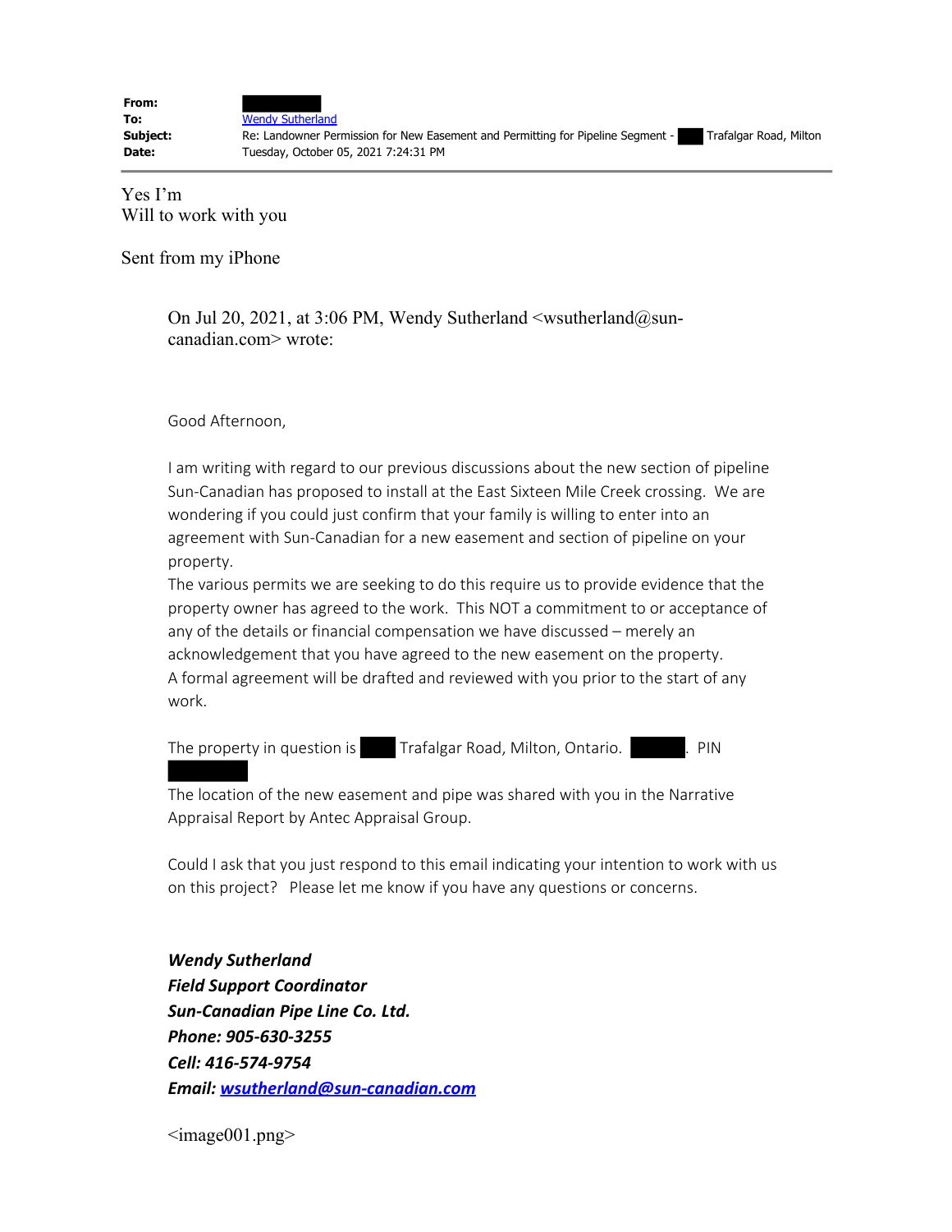| | |
|---|---|
| **From:** | |
| **To:** | Wendy Sutherland |
| **Subject:** | Re: Landowner Permission for New Easement and Permitting for Pipeline Segment - Trafalgar Road, Milton |
| **Date:** | Tuesday, October 05, 2021 7:24:31 PM |

---

Yes I'm
Will to work with you

Sent from my iPhone

> On Jul 20, 2021, at 3:06 PM, Wendy Sutherland <wsutherland@sun-canadian.com> wrote:
>
> Good Afternoon,
>
> I am writing with regard to our previous discussions about the new section of pipeline Sun-Canadian has proposed to install at the East Sixteen Mile Creek crossing. We are wondering if you could just confirm that your family is willing to enter into an agreement with Sun-Canadian for a new easement and section of pipeline on your property.
> The various permits we are seeking to do this require us to provide evidence that the property owner has agreed to the work. This NOT a commitment to or acceptance of any of the details or financial compensation we have discussed – merely an acknowledgement that you have agreed to the new easement on the property.
> A formal agreement will be drafted and reviewed with you prior to the start of any work.
>
> The property in question is Trafalgar Road, Milton, Ontario. . PIN
>
> The location of the new easement and pipe was shared with you in the Narrative Appraisal Report by Antec Appraisal Group.
>
> Could I ask that you just respond to this email indicating your intention to work with us on this project? Please let me know if you have any questions or concerns.
>
> ***Wendy Sutherland***
> ***Field Support Coordinator***
> ***Sun-Canadian Pipe Line Co. Ltd.***
> ***Phone: 905-630-3255***
> ***Cell: 416-574-9754***
> ***Email: wsutherland@sun-canadian.com***
>
> <image001.png>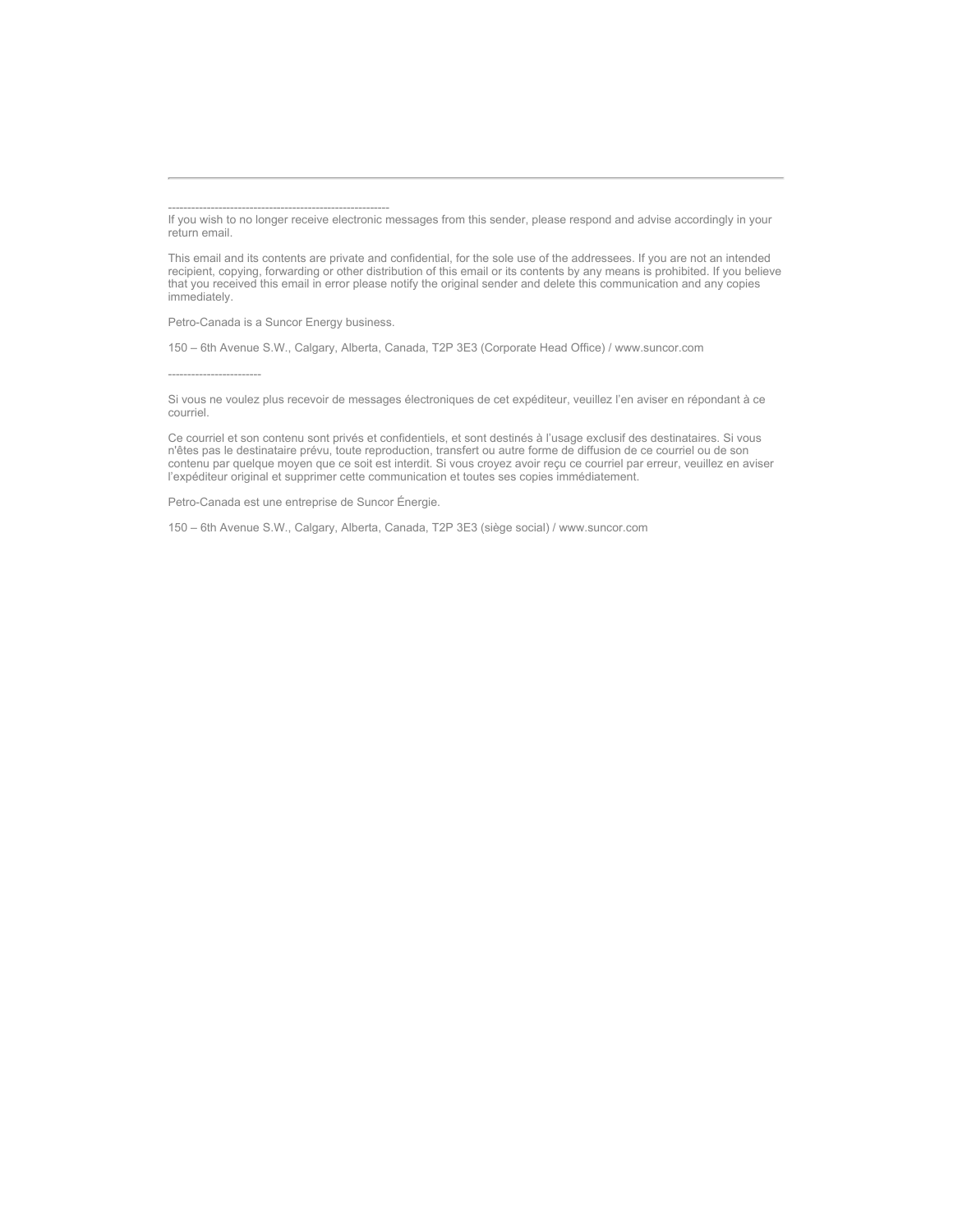---

----------------------------------------------------------

If you wish to no longer receive electronic messages from this sender, please respond and advise accordingly in your return email.

This email and its contents are private and confidential, for the sole use of the addressees. If you are not an intended recipient, copying, forwarding or other distribution of this email or its contents by any means is prohibited. If you believe that you received this email in error please notify the original sender and delete this communication and any copies immediately.

Petro-Canada is a Suncor Energy business.

150 – 6th Avenue S.W., Calgary, Alberta, Canada, T2P 3E3 (Corporate Head Office) / www.suncor.com

------------------------

Si vous ne voulez plus recevoir de messages électroniques de cet expéditeur, veuillez l'en aviser en répondant à ce courriel.

Ce courriel et son contenu sont privés et confidentiels, et sont destinés à l'usage exclusif des destinataires. Si vous n'êtes pas le destinataire prévu, toute reproduction, transfert ou autre forme de diffusion de ce courriel ou de son contenu par quelque moyen que ce soit est interdit. Si vous croyez avoir reçu ce courriel par erreur, veuillez en aviser l'expéditeur original et supprimer cette communication et toutes ses copies immédiatement.

Petro-Canada est une entreprise de Suncor Énergie.

150 – 6th Avenue S.W., Calgary, Alberta, Canada, T2P 3E3 (siège social) / www.suncor.com